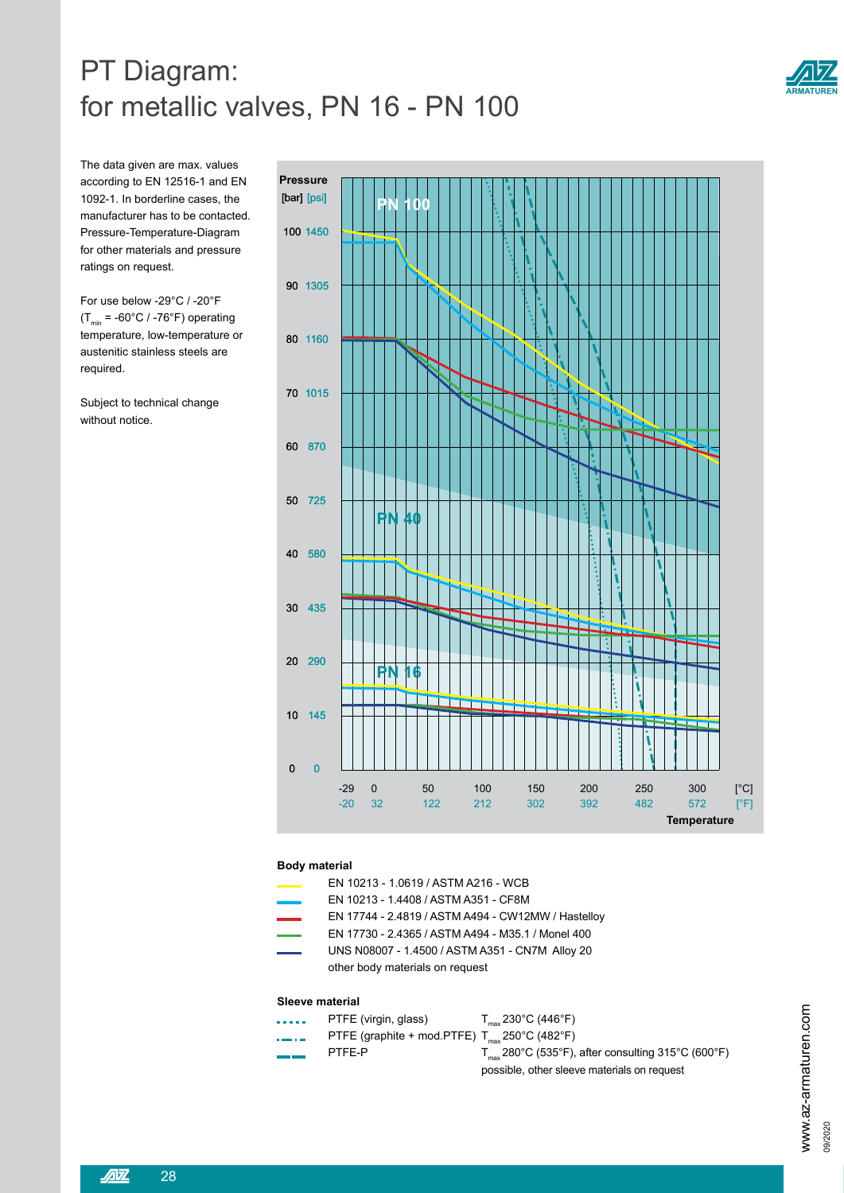# PT Diagram: for metallic valves, PN 16 - PN 100

The data given are max. values according to EN 12516-1 and EN 1092-1. In borderline cases, the manufacturer has to be contacted. Pressure-Temperature-Diagram for other materials and pressure ratings on request.

For use below -29°C / -20°F ($T_{min}$ = -60°C / -76°F) operating temperature, low-temperature or austenitic stainless steels are required.

Subject to technical change without notice.

Pressure [bar] [psi]

| bar | psi |
|---|---|
| 100 | 1450 |
| 90 | 1305 |
| 80 | 1160 |
| 70 | 1015 |
| 60 | 870 |
| 50 | 725 |
| 40 | 580 |
| 30 | 435 |
| 20 | 290 |
| 10 | 145 |
| 0 | 0 |

PN 100

PN 40

PN 16

Temperature

| [°C] | -29 | 0 | 50 | 100 | 150 | 200 | 250 | 300 |
|---|---|---|---|---|---|---|---|---|
| [°F] | -20 | 32 | 122 | 212 | 302 | 392 | 482 | 572 |

### Body material

- EN 10213 - 1.0619 / ASTM A216 - WCB
- EN 10213 - 1.4408 / ASTM A351 - CF8M
- EN 17744 - 2.4819 / ASTM A494 - CW12MW / Hastelloy
- EN 17730 - 2.4365 / ASTM A494 - M35.1 / Monel 400
- UNS N08007 - 1.4500 / ASTM A351 - CN7M Alloy 20
- other body materials on request

### Sleeve material

| | |
|---|---|
| PTFE (virgin, glass) | $T_{max}$ 230°C (446°F) |
| PTFE (graphite + mod.PTFE) | $T_{max}$ 250°C (482°F) |
| PTFE-P | $T_{max}$ 280°C (535°F), after consulting 315°C (600°F) possible, other sleeve materials on request |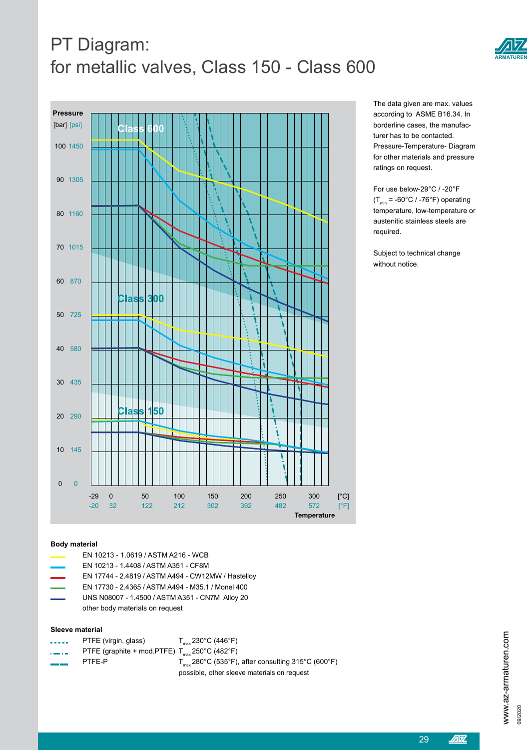# PT Diagram:
# for metallic valves, Class 150 - Class 600

The data given are max. values according to ASME B16.34. In borderline cases, the manufacturer has to be contacted. Pressure-Temperature- Diagram for other materials and pressure ratings on request.

For use below-29°C / -20°F ($T_{min}$ = -60°C / -76°F) operating temperature, low-temperature or austenitic stainless steels are required.

Subject to technical change without notice.

**Body material**

- EN 10213 - 1.0619 / ASTM A216 - WCB (yellow)
- EN 10213 - 1.4408 / ASTM A351 - CF8M (light blue)
- EN 17744 - 2.4819 / ASTM A494 - CW12MW / Hastelloy (red)
- EN 17730 - 2.4365 / ASTM A494 - M35.1 / Monel 400 (green)
- UNS N08007 - 1.4500 / ASTM A351 - CN7M Alloy 20 (dark blue)

other body materials on request

**Sleeve material**

| Line | Material | Max. temperature |
|---|---|---|
| dotted | PTFE (virgin, glass) | $T_{max}$ 230°C (446°F) |
| dash-dot | PTFE (graphite + mod.PTFE) | $T_{max}$ 250°C (482°F) |
| dashed | PTFE-P | $T_{max}$ 280°C (535°F), after consulting 315°C (600°F) possible, other sleeve materials on request |

www.az-armaturen.com

09/2020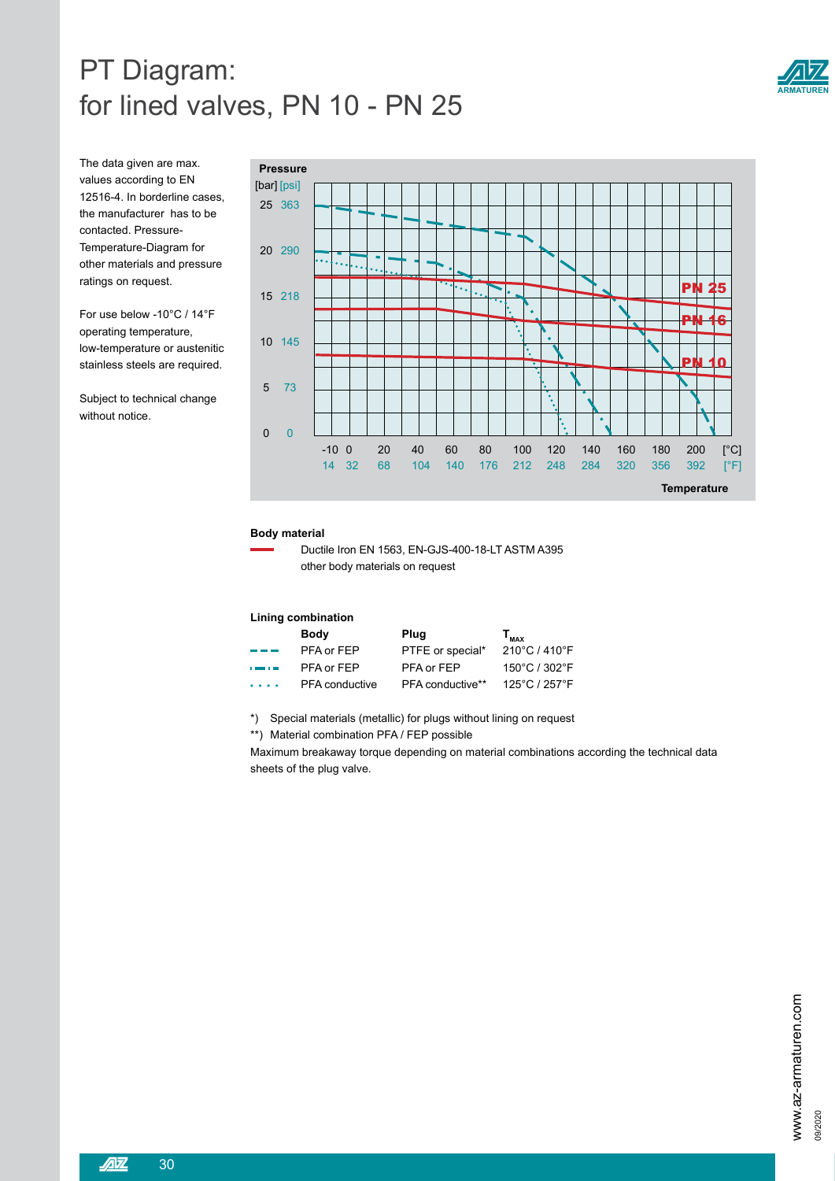# PT Diagram: for lined valves, PN 10 - PN 25

The data given are max. values according to EN 12516-4. In borderline cases, the manufacturer has to be contacted. Pressure-Temperature-Diagram for other materials and pressure ratings on request.

For use below -10°C / 14°F operating temperature, low-temperature or austenitic stainless steels are required.

Subject to technical change without notice.

**Body material**

Ductile Iron EN 1563, EN-GJS-400-18-LT ASTM A395
other body materials on request

**Lining combination**

| | Body | Plug | $T_{MAX}$ |
|---|---|---|---|
| - - - | PFA or FEP | PTFE or special* | 210°C / 410°F |
| -·-·- | PFA or FEP | PFA or FEP | 150°C / 302°F |
| · · · · | PFA conductive | PFA conductive** | 125°C / 257°F |

*) Special materials (metallic) for plugs without lining on request

**) Material combination PFA / FEP possible

Maximum breakaway torque depending on material combinations according the technical data sheets of the plug valve.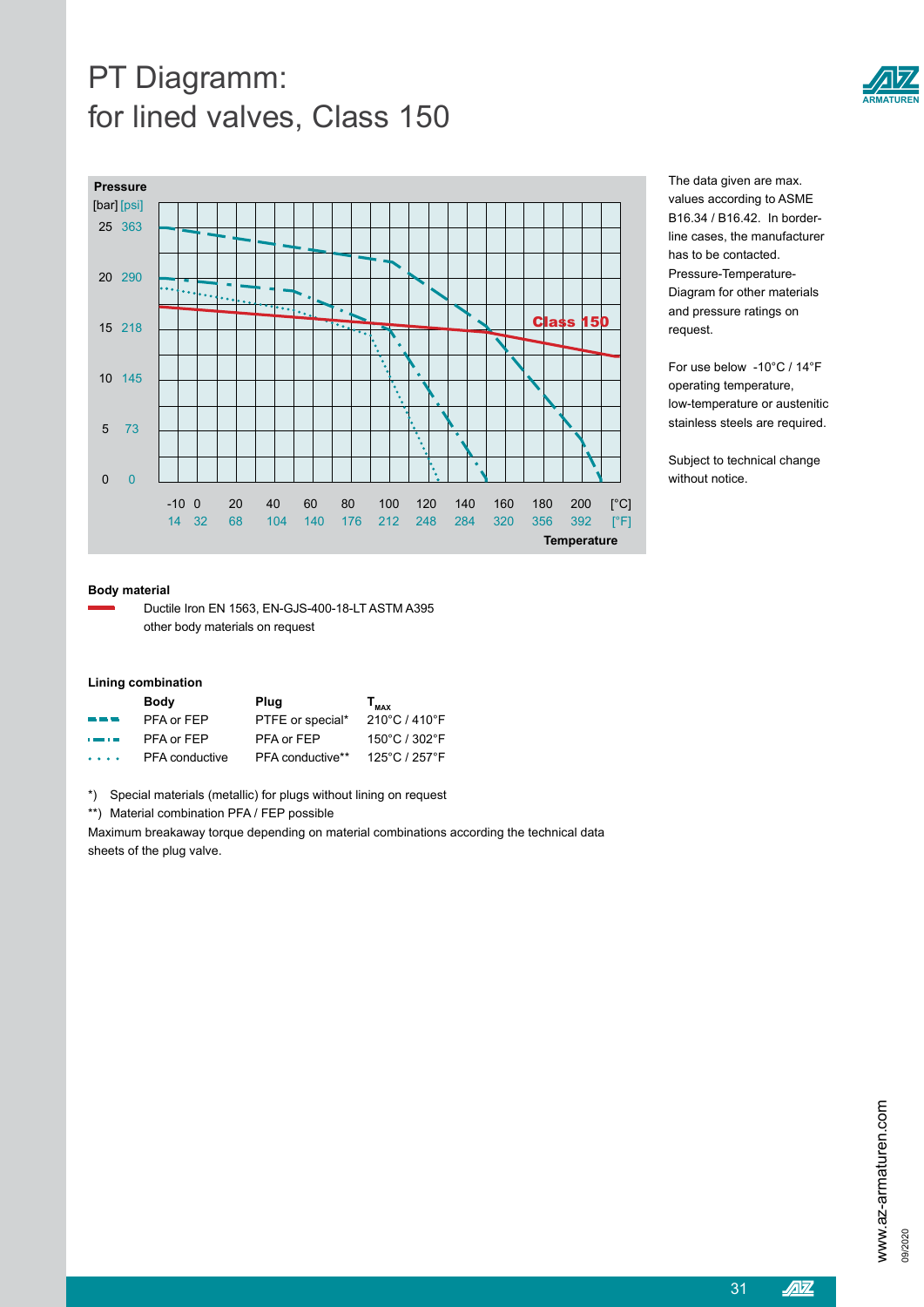# PT Diagramm: for lined valves, Class 150

Pressure
[bar] [psi]

25 363
20 290
15 218
10 145
5 73
0 0

Class 150

-10 0 20 40 60 80 100 120 140 160 180 200 [°C]
14 32 68 104 140 176 212 248 284 320 356 392 [°F]

Temperature

The data given are max. values according to ASME B16.34 / B16.42. In borderline cases, the manufacturer has to be contacted. Pressure-Temperature-Diagram for other materials and pressure ratings on request.

For use below -10°C / 14°F operating temperature, low-temperature or austenitic stainless steels are required.

Subject to technical change without notice.

**Body material**

Ductile Iron EN 1563, EN-GJS-400-18-LT ASTM A395
other body materials on request

**Lining combination**

| | Body | Plug | $T_{MAX}$ |
|---|---|---|---|
| dashed line | PFA or FEP | PTFE or special* | 210°C / 410°F |
| dash-dot line | PFA or FEP | PFA or FEP | 150°C / 302°F |
| dotted line | PFA conductive | PFA conductive** | 125°C / 257°F |

*) Special materials (metallic) for plugs without lining on request

**) Material combination PFA / FEP possible

Maximum breakaway torque depending on material combinations according the technical data sheets of the plug valve.